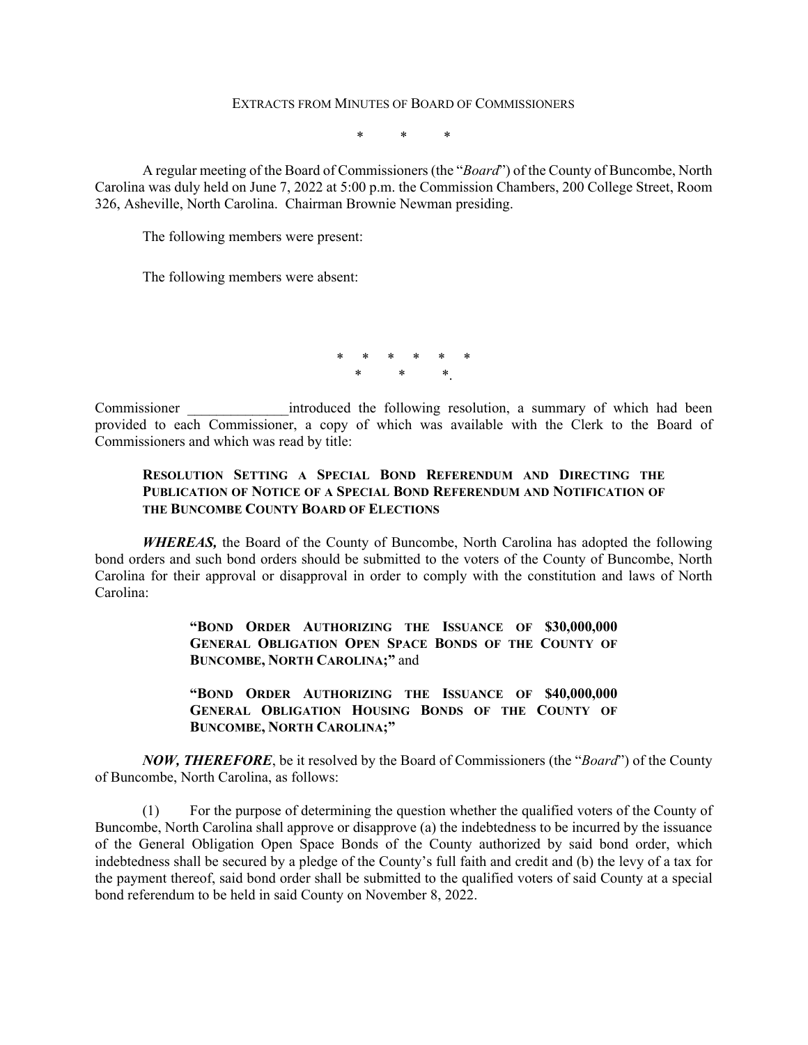EXTRACTS FROM MINUTES OF BOARD OF COMMISSIONERS

\* \* \*

A regular meeting of the Board of Commissioners (the "*Board*") of the County of Buncombe, North Carolina was duly held on June 7, 2022 at 5:00 p.m. the Commission Chambers, 200 College Street, Room 326, Asheville, North Carolina. Chairman Brownie Newman presiding.

The following members were present:

The following members were absent:

\* \* \* \* \* \*
\* \* \*.

Commissioner \_\_\_\_\_\_\_\_\_\_\_\_\_\_introduced the following resolution, a summary of which had been provided to each Commissioner, a copy of which was available with the Clerk to the Board of Commissioners and which was read by title:

**RESOLUTION SETTING A SPECIAL BOND REFERENDUM AND DIRECTING THE PUBLICATION OF NOTICE OF A SPECIAL BOND REFERENDUM AND NOTIFICATION OF THE BUNCOMBE COUNTY BOARD OF ELECTIONS**

***WHEREAS,*** the Board of the County of Buncombe, North Carolina has adopted the following bond orders and such bond orders should be submitted to the voters of the County of Buncombe, North Carolina for their approval or disapproval in order to comply with the constitution and laws of North Carolina:

> **"BOND ORDER AUTHORIZING THE ISSUANCE OF $30,000,000 GENERAL OBLIGATION OPEN SPACE BONDS OF THE COUNTY OF BUNCOMBE, NORTH CAROLINA;"** and
>
> **"BOND ORDER AUTHORIZING THE ISSUANCE OF $40,000,000 GENERAL OBLIGATION HOUSING BONDS OF THE COUNTY OF BUNCOMBE, NORTH CAROLINA;"**

***NOW, THEREFORE***, be it resolved by the Board of Commissioners (the "*Board*") of the County of Buncombe, North Carolina, as follows:

(1) For the purpose of determining the question whether the qualified voters of the County of Buncombe, North Carolina shall approve or disapprove (a) the indebtedness to be incurred by the issuance of the General Obligation Open Space Bonds of the County authorized by said bond order, which indebtedness shall be secured by a pledge of the County's full faith and credit and (b) the levy of a tax for the payment thereof, said bond order shall be submitted to the qualified voters of said County at a special bond referendum to be held in said County on November 8, 2022.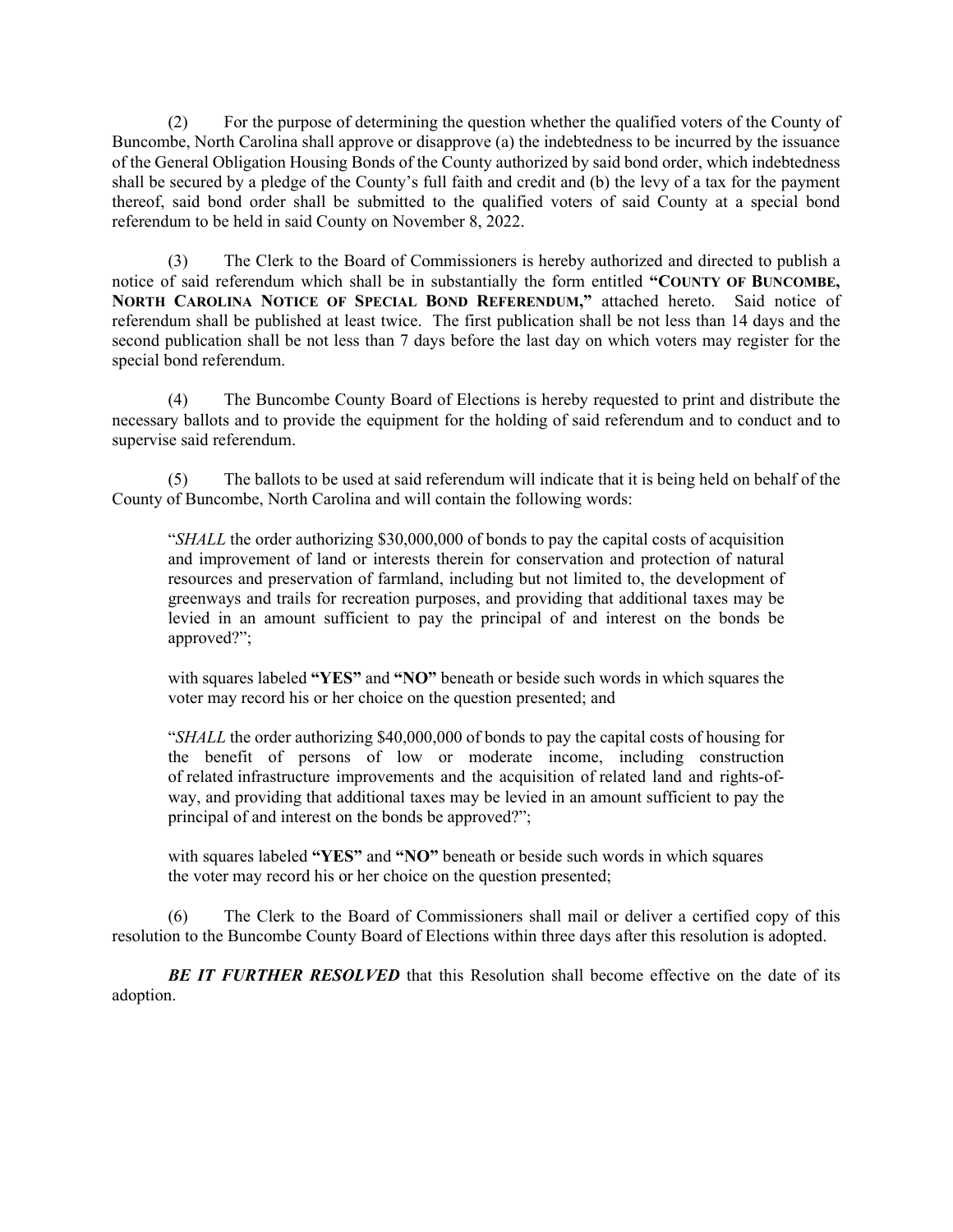(2) For the purpose of determining the question whether the qualified voters of the County of Buncombe, North Carolina shall approve or disapprove (a) the indebtedness to be incurred by the issuance of the General Obligation Housing Bonds of the County authorized by said bond order, which indebtedness shall be secured by a pledge of the County's full faith and credit and (b) the levy of a tax for the payment thereof, said bond order shall be submitted to the qualified voters of said County at a special bond referendum to be held in said County on November 8, 2022.

(3) The Clerk to the Board of Commissioners is hereby authorized and directed to publish a notice of said referendum which shall be in substantially the form entitled **"COUNTY OF BUNCOMBE, NORTH CAROLINA NOTICE OF SPECIAL BOND REFERENDUM,"** attached hereto. Said notice of referendum shall be published at least twice. The first publication shall be not less than 14 days and the second publication shall be not less than 7 days before the last day on which voters may register for the special bond referendum.

(4) The Buncombe County Board of Elections is hereby requested to print and distribute the necessary ballots and to provide the equipment for the holding of said referendum and to conduct and to supervise said referendum.

(5) The ballots to be used at said referendum will indicate that it is being held on behalf of the County of Buncombe, North Carolina and will contain the following words:

> "*SHALL* the order authorizing $30,000,000 of bonds to pay the capital costs of acquisition and improvement of land or interests therein for conservation and protection of natural resources and preservation of farmland, including but not limited to, the development of greenways and trails for recreation purposes, and providing that additional taxes may be levied in an amount sufficient to pay the principal of and interest on the bonds be approved?";
>
> with squares labeled **"YES"** and **"NO"** beneath or beside such words in which squares the voter may record his or her choice on the question presented; and
>
> "*SHALL* the order authorizing $40,000,000 of bonds to pay the capital costs of housing for the benefit of persons of low or moderate income, including construction of related infrastructure improvements and the acquisition of related land and rights-of-way, and providing that additional taxes may be levied in an amount sufficient to pay the principal of and interest on the bonds be approved?";
>
> with squares labeled **"YES"** and **"NO"** beneath or beside such words in which squares the voter may record his or her choice on the question presented;

(6) The Clerk to the Board of Commissioners shall mail or deliver a certified copy of this resolution to the Buncombe County Board of Elections within three days after this resolution is adopted.

***BE IT FURTHER RESOLVED*** that this Resolution shall become effective on the date of its adoption.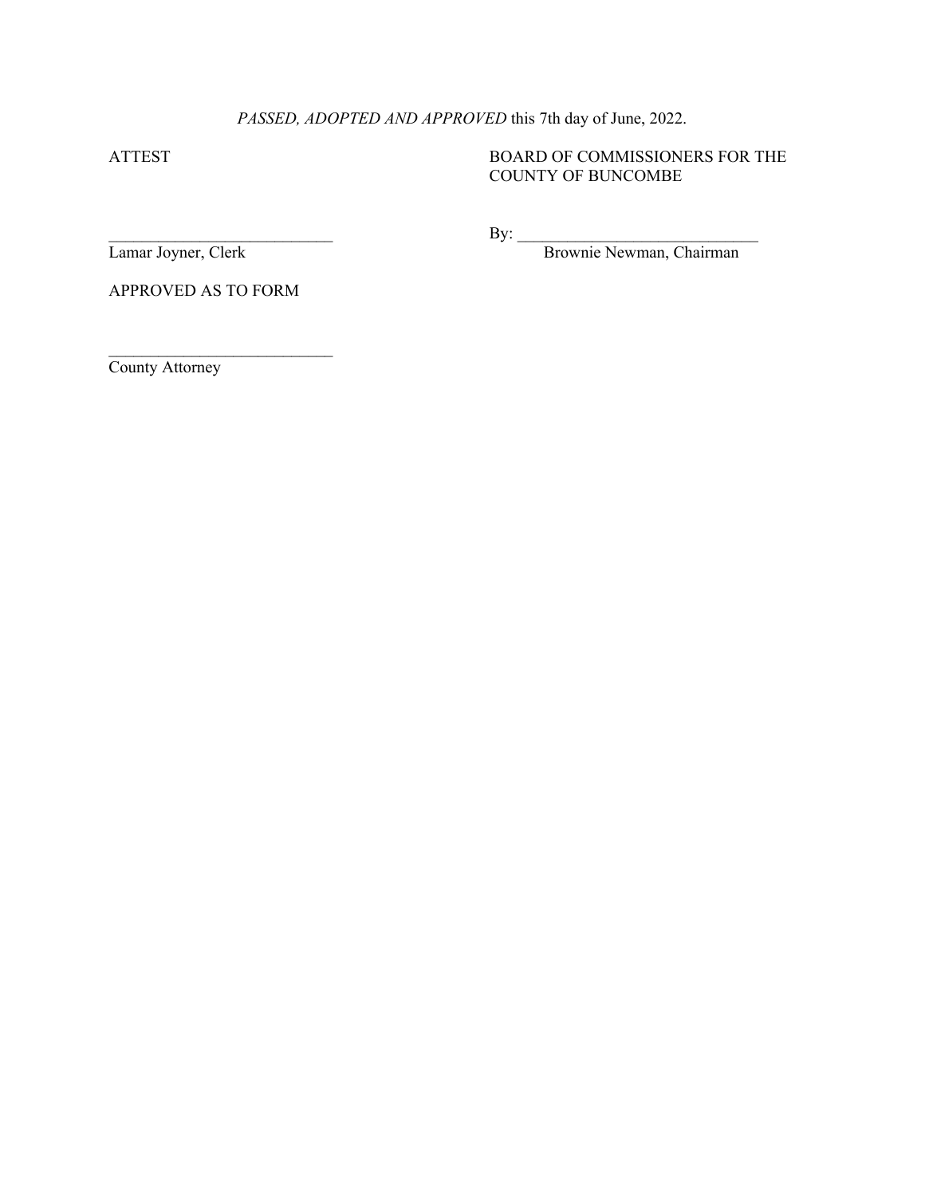*PASSED, ADOPTED AND APPROVED* this 7th day of June, 2022.

ATTEST

BOARD OF COMMISSIONERS FOR THE COUNTY OF BUNCOMBE

___________________________
Lamar Joyner, Clerk

By: _____________________________
Brownie Newman, Chairman

APPROVED AS TO FORM

___________________________
County Attorney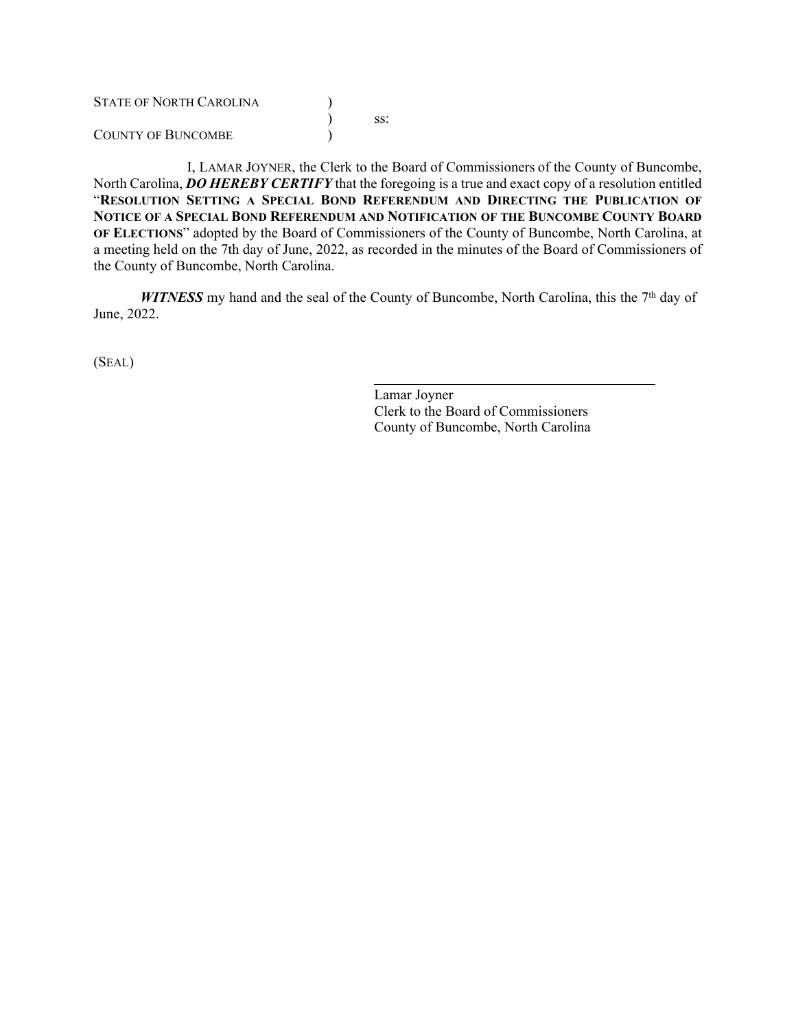STATE OF NORTH CAROLINA )
) ss:
COUNTY OF BUNCOMBE )

I, LAMAR JOYNER, the Clerk to the Board of Commissioners of the County of Buncombe, North Carolina, ***DO HEREBY CERTIFY*** that the foregoing is a true and exact copy of a resolution entitled "**RESOLUTION SETTING A SPECIAL BOND REFERENDUM AND DIRECTING THE PUBLICATION OF NOTICE OF A SPECIAL BOND REFERENDUM AND NOTIFICATION OF THE BUNCOMBE COUNTY BOARD OF ELECTIONS**" adopted by the Board of Commissioners of the County of Buncombe, North Carolina, at a meeting held on the 7th day of June, 2022, as recorded in the minutes of the Board of Commissioners of the County of Buncombe, North Carolina.

***WITNESS*** my hand and the seal of the County of Buncombe, North Carolina, this the 7th day of June, 2022.

(SEAL)

\_\_\_\_\_\_\_\_\_\_\_\_\_\_\_\_\_\_\_\_\_\_\_\_\_\_\_\_\_\_\_\_\_\_\_\_\_\_\_\_

Lamar Joyner
Clerk to the Board of Commissioners
County of Buncombe, North Carolina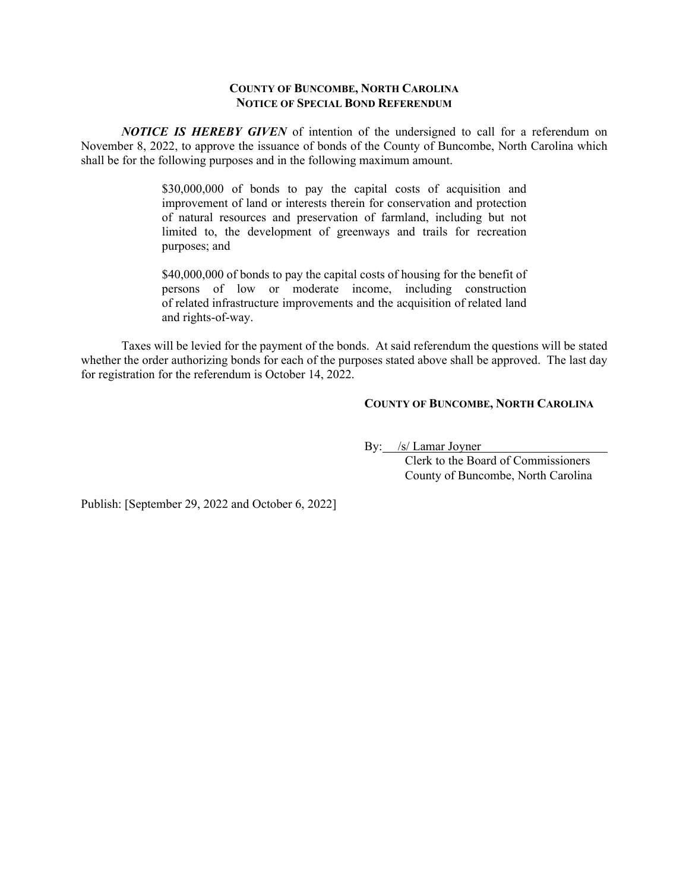## COUNTY OF BUNCOMBE, NORTH CAROLINA
## NOTICE OF SPECIAL BOND REFERENDUM

***NOTICE IS HEREBY GIVEN*** of intention of the undersigned to call for a referendum on November 8, 2022, to approve the issuance of bonds of the County of Buncombe, North Carolina which shall be for the following purposes and in the following maximum amount.

> $30,000,000 of bonds to pay the capital costs of acquisition and improvement of land or interests therein for conservation and protection of natural resources and preservation of farmland, including but not limited to, the development of greenways and trails for recreation purposes; and
>
> $40,000,000 of bonds to pay the capital costs of housing for the benefit of persons of low or moderate income, including construction of related infrastructure improvements and the acquisition of related land and rights-of-way.

Taxes will be levied for the payment of the bonds. At said referendum the questions will be stated whether the order authorizing bonds for each of the purposes stated above shall be approved. The last day for registration for the referendum is October 14, 2022.

**COUNTY OF BUNCOMBE, NORTH CAROLINA**

By: /s/ Lamar Joyner
Clerk to the Board of Commissioners
County of Buncombe, North Carolina

Publish: [September 29, 2022 and October 6, 2022]